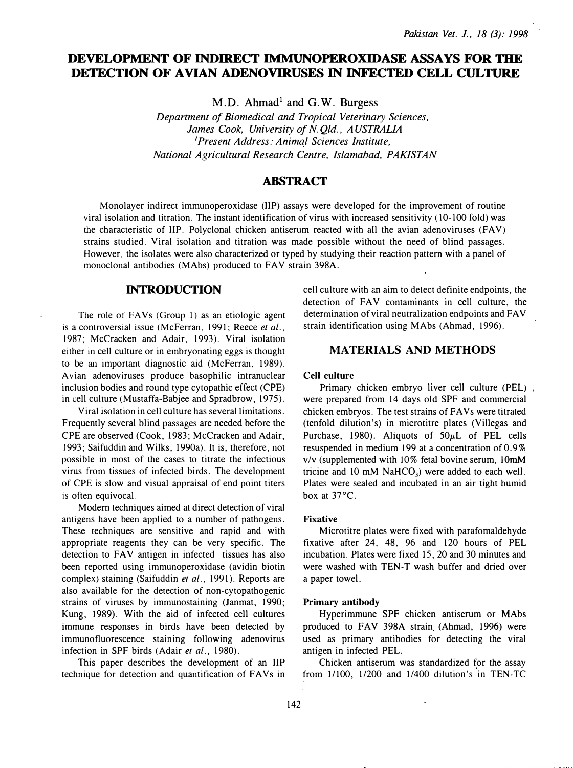# DEVELOPMENT OF INDIRECT IMMUNOPEROXIDASE ASSAYS FOR THE DETECTION OF AVIAN ADENOVIRUSES IN INFECTED CELL CULTURE

M.D. Ahmad[1] and G.W. Burgess

*Department of Biomedical and Tropical Veterinary Sciences, James Cook, University of N.Qld., AUSTRALIA*
*[1]Present Address: Animal Sciences Institute, National Agricultural Research Centre, Islamabad, PAKISTAN*

## ABSTRACT

Monolayer indirect immunoperoxidase (IIP) assays were developed for the improvement of routine viral isolation and titration. The instant identification of virus with increased sensitivity (10-100 fold) was the characteristic of IIP. Polyclonal chicken antiserum reacted with all the avian adenoviruses (FAV) strains studied. Viral isolation and titration was made possible without the need of blind passages. However, the isolates were also characterized or typed by studying their reaction pattern with a panel of monoclonal antibodies (MAbs) produced to FAV strain 398A.

## INTRODUCTION

The role of FAVs (Group 1) as an etiologic agent is a controversial issue (McFerran, 1991; Reece *et al.*, 1987; McCracken and Adair, 1993). Viral isolation either in cell culture or in embryonating eggs is thought to be an important diagnostic aid (McFerran, 1989). Avian adenoviruses produce basophilic intranuclear inclusion bodies and round type cytopathic effect (CPE) in cell culture (Mustaffa-Babjee and Spradbrow, 1975).

Viral isolation in cell culture has several limitations. Frequently several blind passages are needed before the CPE are observed (Cook, 1983; McCracken and Adair, 1993; Saifuddin and Wilks, 1990a). It is, therefore, not possible in most of the cases to titrate the infectious virus from tissues of infected birds. The development of CPE is slow and visual appraisal of end point titers is often equivocal.

Modern techniques aimed at direct detection of viral antigens have been applied to a number of pathogens. These techniques are sensitive and rapid and with appropriate reagents they can be very specific. The detection to FAV antigen in infected tissues has also been reported using immunoperoxidase (avidin biotin complex) staining (Saifuddin *et al.*, 1991). Reports are also available for the detection of non-cytopathogenic strains of viruses by immunostaining (Janmat, 1990; Kung, 1989). With the aid of infected cell cultures immune responses in birds have been detected by immunofluorescence staining following adenovirus infection in SPF birds (Adair *et al.*, 1980).

This paper describes the development of an IIP technique for detection and quantification of FAVs in cell culture with an aim to detect definite endpoints, the detection of FAV contaminants in cell culture, the determination of viral neutralization endpoints and FAV strain identification using MAbs (Ahmad, 1996).

## MATERIALS AND METHODS

### Cell culture

Primary chicken embryo liver cell culture (PEL) were prepared from 14 days old SPF and commercial chicken embryos. The test strains of FAVs were titrated (tenfold dilution's) in microtitre plates (Villegas and Purchase, 1980). Aliquots of 50$\mu$L of PEL cells resuspended in medium 199 at a concentration of 0.9% v/v (supplemented with 10% fetal bovine serum, 10mM tricine and 10 mM $NaHCO_3$) were added to each well. Plates were sealed and incubated in an air tight humid box at 37°C.

### Fixative

Microtitre plates were fixed with parafomaldehyde fixative after 24, 48, 96 and 120 hours of PEL incubation. Plates were fixed 15, 20 and 30 minutes and were washed with TEN-T wash buffer and dried over a paper towel.

### Primary antibody

Hyperimmune SPF chicken antiserum or MAbs produced to FAV 398A strain (Ahmad, 1996) were used as primary antibodies for detecting the viral antigen in infected PEL.

Chicken antiserum was standardized for the assay from 1/100, 1/200 and 1/400 dilution's in TEN-TC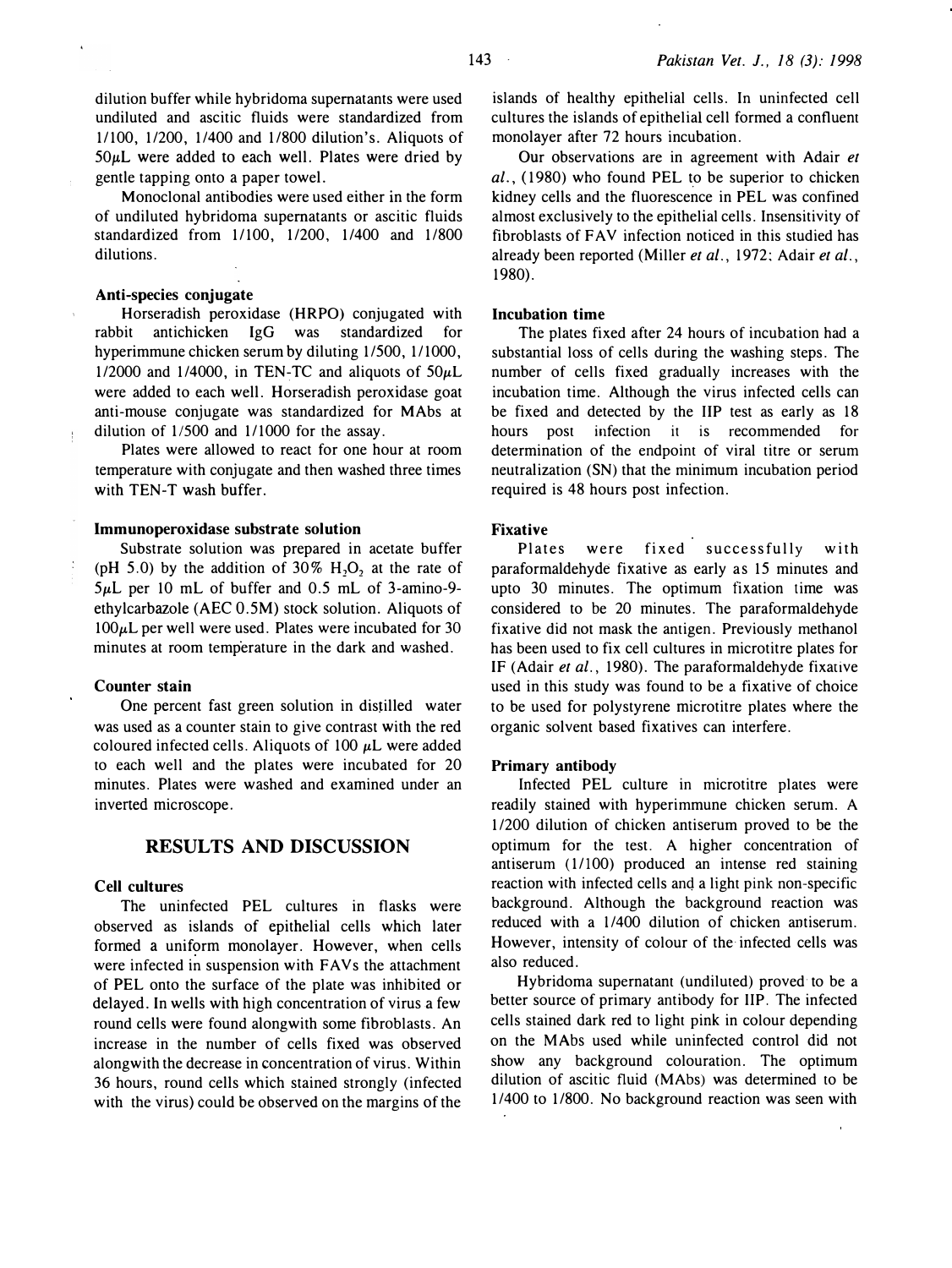dilution buffer while hybridoma supernatants were used undiluted and ascitic fluids were standardized from 1/100, 1/200, 1/400 and 1/800 dilution's. Aliquots of 50μL were added to each well. Plates were dried by gentle tapping onto a paper towel.

Monoclonal antibodies were used either in the form of undiluted hybridoma supernatants or ascitic fluids standardized from 1/100, 1/200, 1/400 and 1/800 dilutions.

### Anti-species conjugate

Horseradish peroxidase (HRPO) conjugated with rabbit antichicken IgG was standardized for hyperimmune chicken serum by diluting 1/500, 1/1000, 1/2000 and 1/4000, in TEN-TC and aliquots of 50μL were added to each well. Horseradish peroxidase goat anti-mouse conjugate was standardized for MAbs at dilution of 1/500 and 1/1000 for the assay.

Plates were allowed to react for one hour at room temperature with conjugate and then washed three times with TEN-T wash buffer.

### Immunoperoxidase substrate solution

Substrate solution was prepared in acetate buffer (pH 5.0) by the addition of 30% $H_2O_2$ at the rate of 5μL per 10 mL of buffer and 0.5 mL of 3-amino-9-ethylcarbazole (AEC 0.5M) stock solution. Aliquots of 100μL per well were used. Plates were incubated for 30 minutes at room temperature in the dark and washed.

### Counter stain

One percent fast green solution in distilled water was used as a counter stain to give contrast with the red coloured infected cells. Aliquots of 100 μL were added to each well and the plates were incubated for 20 minutes. Plates were washed and examined under an inverted microscope.

## RESULTS AND DISCUSSION

### Cell cultures

The uninfected PEL cultures in flasks were observed as islands of epithelial cells which later formed a uniform monolayer. However, when cells were infected in suspension with FAVs the attachment of PEL onto the surface of the plate was inhibited or delayed. In wells with high concentration of virus a few round cells were found alongwith some fibroblasts. An increase in the number of cells fixed was observed alongwith the decrease in concentration of virus. Within 36 hours, round cells which stained strongly (infected with the virus) could be observed on the margins of the islands of healthy epithelial cells. In uninfected cell cultures the islands of epithelial cell formed a confluent monolayer after 72 hours incubation.

Our observations are in agreement with Adair *et al.*, (1980) who found PEL to be superior to chicken kidney cells and the fluorescence in PEL was confined almost exclusively to the epithelial cells. Insensitivity of fibroblasts of FAV infection noticed in this studied has already been reported (Miller *et al.*, 1972; Adair *et al.*, 1980).

### Incubation time

The plates fixed after 24 hours of incubation had a substantial loss of cells during the washing steps. The number of cells fixed gradually increases with the incubation time. Although the virus infected cells can be fixed and detected by the IIP test as early as 18 hours post infection it is recommended for determination of the endpoint of viral titre or serum neutralization (SN) that the minimum incubation period required is 48 hours post infection.

### Fixative

Plates were fixed successfully with paraformaldehyde fixative as early as 15 minutes and upto 30 minutes. The optimum fixation time was considered to be 20 minutes. The paraformaldehyde fixative did not mask the antigen. Previously methanol has been used to fix cell cultures in microtitre plates for IF (Adair *et al.*, 1980). The paraformaldehyde fixative used in this study was found to be a fixative of choice to be used for polystyrene microtitre plates where the organic solvent based fixatives can interfere.

### Primary antibody

Infected PEL culture in microtitre plates were readily stained with hyperimmune chicken serum. A 1/200 dilution of chicken antiserum proved to be the optimum for the test. A higher concentration of antiserum (1/100) produced an intense red staining reaction with infected cells and a light pink non-specific background. Although the background reaction was reduced with a 1/400 dilution of chicken antiserum. However, intensity of colour of the infected cells was also reduced.

Hybridoma supernatant (undiluted) proved to be a better source of primary antibody for IIP. The infected cells stained dark red to light pink in colour depending on the MAbs used while uninfected control did not show any background colouration. The optimum dilution of ascitic fluid (MAbs) was determined to be 1/400 to 1/800. No background reaction was seen with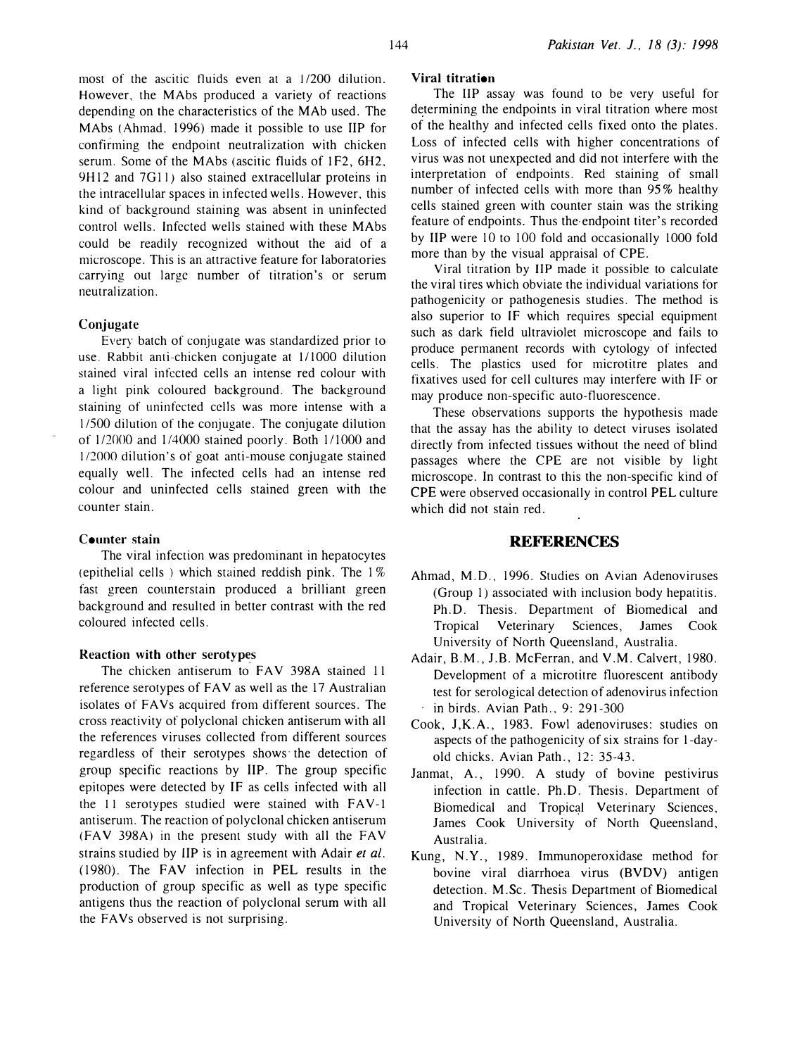most of the ascitic fluids even at a 1/200 dilution. However, the MAbs produced a variety of reactions depending on the characteristics of the MAb used. The MAbs (Ahmad, 1996) made it possible to use IIP for confirming the endpoint neutralization with chicken serum. Some of the MAbs (ascitic fluids of 1F2, 6H2, 9H12 and 7G11) also stained extracellular proteins in the intracellular spaces in infected wells. However, this kind of background staining was absent in uninfected control wells. Infected wells stained with these MAbs could be readily recognized without the aid of a microscope. This is an attractive feature for laboratories carrying out large number of titration's or serum neutralization.

### Conjugate

Every batch of conjugate was standardized prior to use. Rabbit anti-chicken conjugate at 1/1000 dilution stained viral infected cells an intense red colour with a light pink coloured background. The background staining of uninfected cells was more intense with a 1/500 dilution of the conjugate. The conjugate dilution of 1/2000 and 1/4000 stained poorly. Both 1/1000 and 1/2000 dilution's of goat anti-mouse conjugate stained equally well. The infected cells had an intense red colour and uninfected cells stained green with the counter stain.

### Counter stain

The viral infection was predominant in hepatocytes (epithelial cells ) which stained reddish pink. The 1% fast green counterstain produced a brilliant green background and resulted in better contrast with the red coloured infected cells.

### Reaction with other serotypes

The chicken antiserum to FAV 398A stained 11 reference serotypes of FAV as well as the 17 Australian isolates of FAVs acquired from different sources. The cross reactivity of polyclonal chicken antiserum with all the references viruses collected from different sources regardless of their serotypes shows the detection of group specific reactions by IIP. The group specific epitopes were detected by IF as cells infected with all the 11 serotypes studied were stained with FAV-1 antiserum. The reaction of polyclonal chicken antiserum (FAV 398A) in the present study with all the FAV strains studied by IIP is in agreement with Adair *et al.* (1980). The FAV infection in PEL results in the production of group specific as well as type specific antigens thus the reaction of polyclonal serum with all the FAVs observed is not surprising.

### Viral titration

The IIP assay was found to be very useful for determining the endpoints in viral titration where most of the healthy and infected cells fixed onto the plates. Loss of infected cells with higher concentrations of virus was not unexpected and did not interfere with the interpretation of endpoints. Red staining of small number of infected cells with more than 95% healthy cells stained green with counter stain was the striking feature of endpoints. Thus the endpoint titer's recorded by IIP were 10 to 100 fold and occasionally 1000 fold more than by the visual appraisal of CPE.

Viral titration by IIP made it possible to calculate the viral tires which obviate the individual variations for pathogenicity or pathogenesis studies. The method is also superior to IF which requires special equipment such as dark field ultraviolet microscope and fails to produce permanent records with cytology of infected cells. The plastics used for microtitre plates and fixatives used for cell cultures may interfere with IF or may produce non-specific auto-fluorescence.

These observations supports the hypothesis made that the assay has the ability to detect viruses isolated directly from infected tissues without the need of blind passages where the CPE are not visible by light microscope. In contrast to this the non-specific kind of CPE were observed occasionally in control PEL culture which did not stain red.

## REFERENCES

Ahmad, M.D., 1996. Studies on Avian Adenoviruses (Group 1) associated with inclusion body hepatitis. Ph.D. Thesis. Department of Biomedical and Tropical Veterinary Sciences, James Cook University of North Queensland, Australia.

Adair, B.M., J.B. McFerran, and V.M. Calvert, 1980. Development of a microtitre fluorescent antibody test for serological detection of adenovirus infection in birds. Avian Path., 9: 291-300

Cook, J,K.A., 1983. Fowl adenoviruses: studies on aspects of the pathogenicity of six strains for 1-day-old chicks. Avian Path., 12: 35-43.

Janmat, A., 1990. A study of bovine pestivirus infection in cattle. Ph.D. Thesis. Department of Biomedical and Tropical Veterinary Sciences, James Cook University of North Queensland, Australia.

Kung, N.Y., 1989. Immunoperoxidase method for bovine viral diarrhoea virus (BVDV) antigen detection. M.Sc. Thesis Department of Biomedical and Tropical Veterinary Sciences, James Cook University of North Queensland, Australia.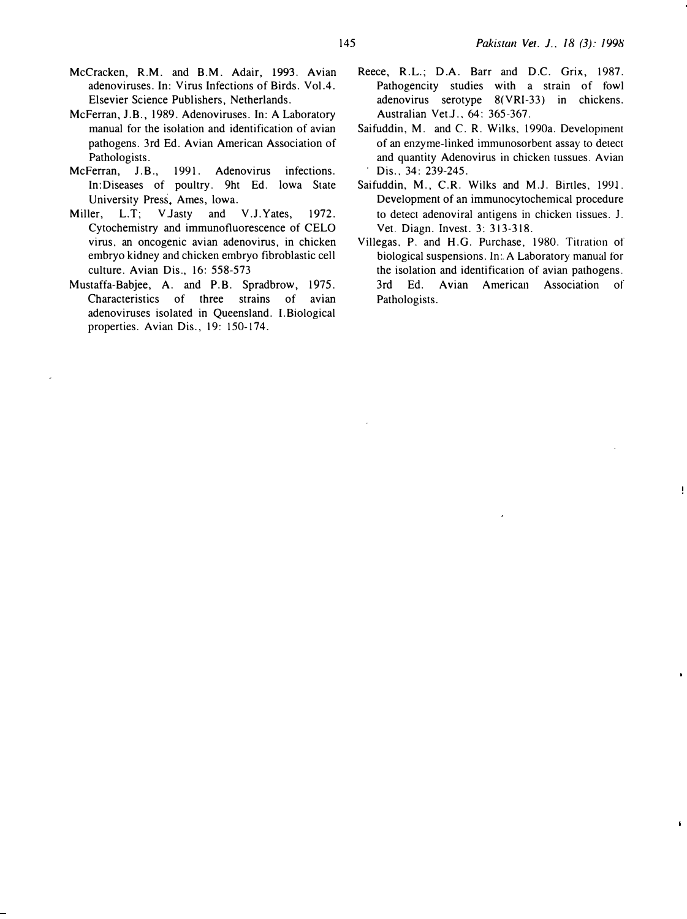McCracken, R.M. and B.M. Adair, 1993. Avian adenoviruses. In: Virus Infections of Birds. Vol.4. Elsevier Science Publishers, Netherlands.

McFerran, J.B., 1989. Adenoviruses. In: A Laboratory manual for the isolation and identification of avian pathogens. 3rd Ed. Avian American Association of Pathologists.

McFerran, J.B., 1991. Adenovirus infections. In:Diseases of poultry. 9ht Ed. Iowa State University Press, Ames, Iowa.

Miller, L.T; V.Jasty and V.J.Yates, 1972. Cytochemistry and immunofluorescence of CELO virus, an oncogenic avian adenovirus, in chicken embryo kidney and chicken embryo fibroblastic cell culture. Avian Dis., 16: 558-573

Mustaffa-Babjee, A. and P.B. Spradbrow, 1975. Characteristics of three strains of avian adenoviruses isolated in Queensland. I.Biological properties. Avian Dis., 19: 150-174.

Reece, R.L.; D.A. Barr and D.C. Grix, 1987. Pathogencity studies with a strain of fowl adenovirus serotype 8(VRI-33) in chickens. Australian Vet.J., 64: 365-367.

Saifuddin, M. and C. R. Wilks, 1990a. Development of an enzyme-linked immunosorbent assay to detect and quantity Adenovirus in chicken tussues. Avian Dis., 34: 239-245.

Saifuddin, M., C.R. Wilks and M.J. Birtles, 1991. Development of an immunocytochemical procedure to detect adenoviral antigens in chicken tissues. J. Vet. Diagn. Invest. 3: 313-318.

Villegas, P. and H.G. Purchase, 1980. Titration of biological suspensions. In: A Laboratory manual for the isolation and identification of avian pathogens. 3rd Ed. Avian American Association of Pathologists.